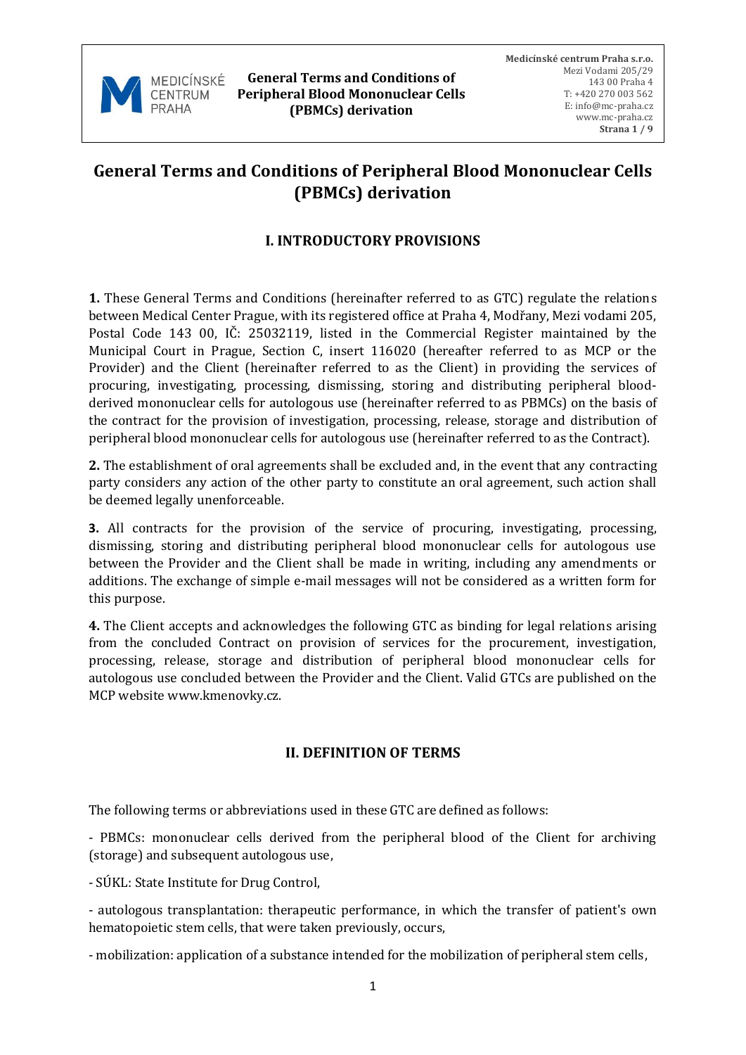# General Terms and Conditions of Peripheral Blood Mononuclear Cells (PBMCs) derivation

## I. INTRODUCTORY PROVISIONS

**1.** These General Terms and Conditions (hereinafter referred to as GTC) regulate the relations between Medical Center Prague, with its registered office at Praha 4, Modřany, Mezi vodami 205, Postal Code 143 00, IČ: 25032119, listed in the Commercial Register maintained by the Municipal Court in Prague, Section C, insert 116020 (hereafter referred to as MCP or the Provider) and the Client (hereinafter referred to as the Client) in providing the services of procuring, investigating, processing, dismissing, storing and distributing peripheral blood-derived mononuclear cells for autologous use (hereinafter referred to as PBMCs) on the basis of the contract for the provision of investigation, processing, release, storage and distribution of peripheral blood mononuclear cells for autologous use (hereinafter referred to as the Contract).

**2.** The establishment of oral agreements shall be excluded and, in the event that any contracting party considers any action of the other party to constitute an oral agreement, such action shall be deemed legally unenforceable.

**3.** All contracts for the provision of the service of procuring, investigating, processing, dismissing, storing and distributing peripheral blood mononuclear cells for autologous use between the Provider and the Client shall be made in writing, including any amendments or additions. The exchange of simple e-mail messages will not be considered as a written form for this purpose.

**4.** The Client accepts and acknowledges the following GTC as binding for legal relations arising from the concluded Contract on provision of services for the procurement, investigation, processing, release, storage and distribution of peripheral blood mononuclear cells for autologous use concluded between the Provider and the Client. Valid GTCs are published on the MCP website www.kmenovky.cz.

## II. DEFINITION OF TERMS

The following terms or abbreviations used in these GTC are defined as follows:

- PBMCs: mononuclear cells derived from the peripheral blood of the Client for archiving (storage) and subsequent autologous use,

- SÚKL: State Institute for Drug Control,

- autologous transplantation: therapeutic performance, in which the transfer of patient's own hematopoietic stem cells, that were taken previously, occurs,

- mobilization: application of a substance intended for the mobilization of peripheral stem cells,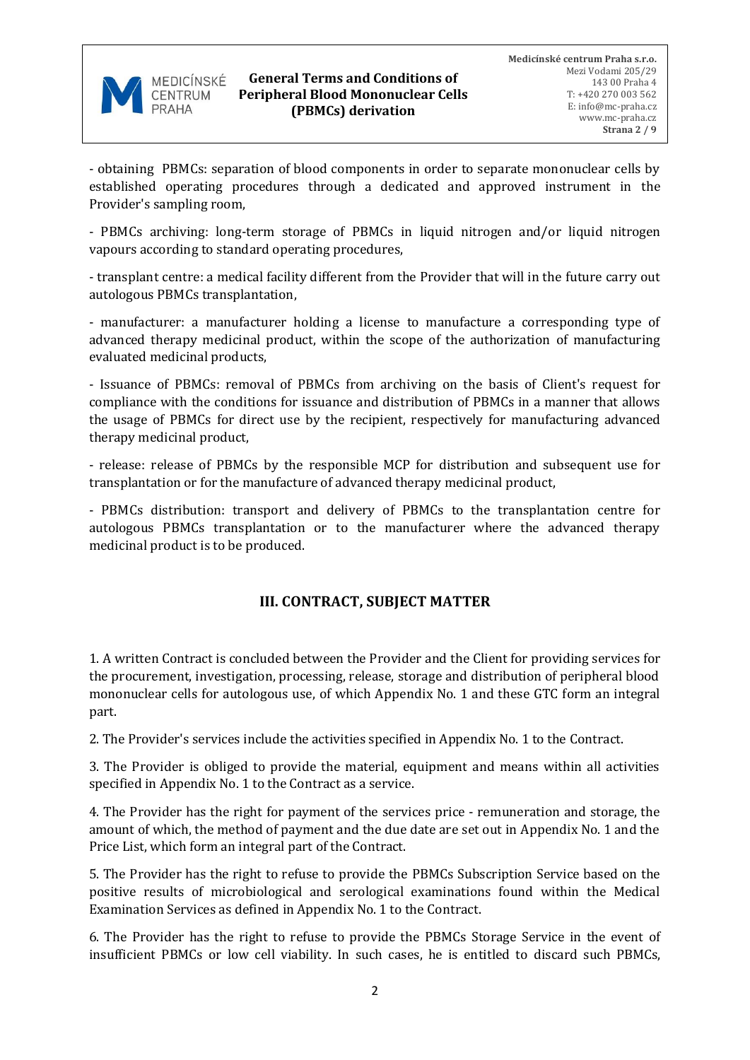- obtaining PBMCs: separation of blood components in order to separate mononuclear cells by established operating procedures through a dedicated and approved instrument in the Provider's sampling room,

- PBMCs archiving: long-term storage of PBMCs in liquid nitrogen and/or liquid nitrogen vapours according to standard operating procedures,

- transplant centre: a medical facility different from the Provider that will in the future carry out autologous PBMCs transplantation,

- manufacturer: a manufacturer holding a license to manufacture a corresponding type of advanced therapy medicinal product, within the scope of the authorization of manufacturing evaluated medicinal products,

- Issuance of PBMCs: removal of PBMCs from archiving on the basis of Client's request for compliance with the conditions for issuance and distribution of PBMCs in a manner that allows the usage of PBMCs for direct use by the recipient, respectively for manufacturing advanced therapy medicinal product,

- release: release of PBMCs by the responsible MCP for distribution and subsequent use for transplantation or for the manufacture of advanced therapy medicinal product,

- PBMCs distribution: transport and delivery of PBMCs to the transplantation centre for autologous PBMCs transplantation or to the manufacturer where the advanced therapy medicinal product is to be produced.

## III. CONTRACT, SUBJECT MATTER

1. A written Contract is concluded between the Provider and the Client for providing services for the procurement, investigation, processing, release, storage and distribution of peripheral blood mononuclear cells for autologous use, of which Appendix No. 1 and these GTC form an integral part.

2. The Provider's services include the activities specified in Appendix No. 1 to the Contract.

3. The Provider is obliged to provide the material, equipment and means within all activities specified in Appendix No. 1 to the Contract as a service.

4. The Provider has the right for payment of the services price - remuneration and storage, the amount of which, the method of payment and the due date are set out in Appendix No. 1 and the Price List, which form an integral part of the Contract.

5. The Provider has the right to refuse to provide the PBMCs Subscription Service based on the positive results of microbiological and serological examinations found within the Medical Examination Services as defined in Appendix No. 1 to the Contract.

6. The Provider has the right to refuse to provide the PBMCs Storage Service in the event of insufficient PBMCs or low cell viability. In such cases, he is entitled to discard such PBMCs,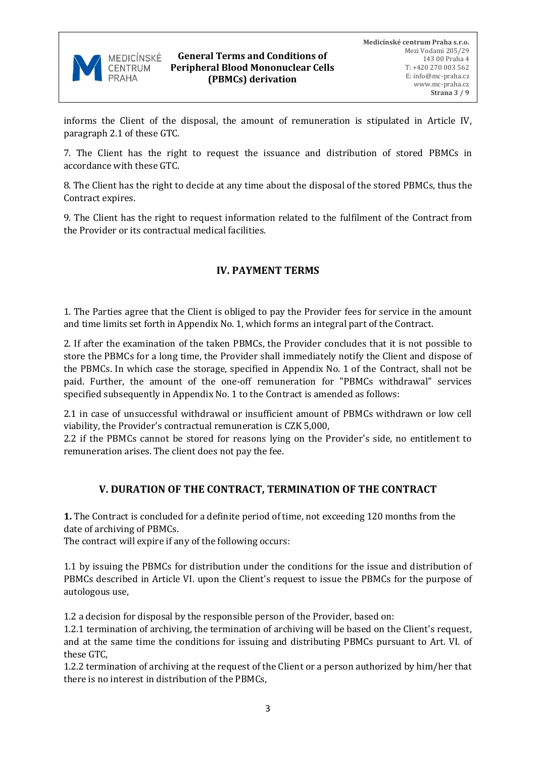informs the Client of the disposal, the amount of remuneration is stipulated in Article IV, paragraph 2.1 of these GTC.

7. The Client has the right to request the issuance and distribution of stored PBMCs in accordance with these GTC.

8. The Client has the right to decide at any time about the disposal of the stored PBMCs, thus the Contract expires.

9. The Client has the right to request information related to the fulfilment of the Contract from the Provider or its contractual medical facilities.

## IV. PAYMENT TERMS

1. The Parties agree that the Client is obliged to pay the Provider fees for service in the amount and time limits set forth in Appendix No. 1, which forms an integral part of the Contract.

2. If after the examination of the taken PBMCs, the Provider concludes that it is not possible to store the PBMCs for a long time, the Provider shall immediately notify the Client and dispose of the PBMCs. In which case the storage, specified in Appendix No. 1 of the Contract, shall not be paid. Further, the amount of the one-off remuneration for "PBMCs withdrawal" services specified subsequently in Appendix No. 1 to the Contract is amended as follows:

2.1 in case of unsuccessful withdrawal or insufficient amount of PBMCs withdrawn or low cell viability, the Provider's contractual remuneration is CZK 5,000,
2.2 if the PBMCs cannot be stored for reasons lying on the Provider's side, no entitlement to remuneration arises. The client does not pay the fee.

## V. DURATION OF THE CONTRACT, TERMINATION OF THE CONTRACT

**1.** The Contract is concluded for a definite period of time, not exceeding 120 months from the date of archiving of PBMCs.
The contract will expire if any of the following occurs:

1.1 by issuing the PBMCs for distribution under the conditions for the issue and distribution of PBMCs described in Article VI. upon the Client's request to issue the PBMCs for the purpose of autologous use,

1.2 a decision for disposal by the responsible person of the Provider, based on:
1.2.1 termination of archiving, the termination of archiving will be based on the Client's request, and at the same time the conditions for issuing and distributing PBMCs pursuant to Art. VI. of these GTC,
1.2.2 termination of archiving at the request of the Client or a person authorized by him/her that there is no interest in distribution of the PBMCs,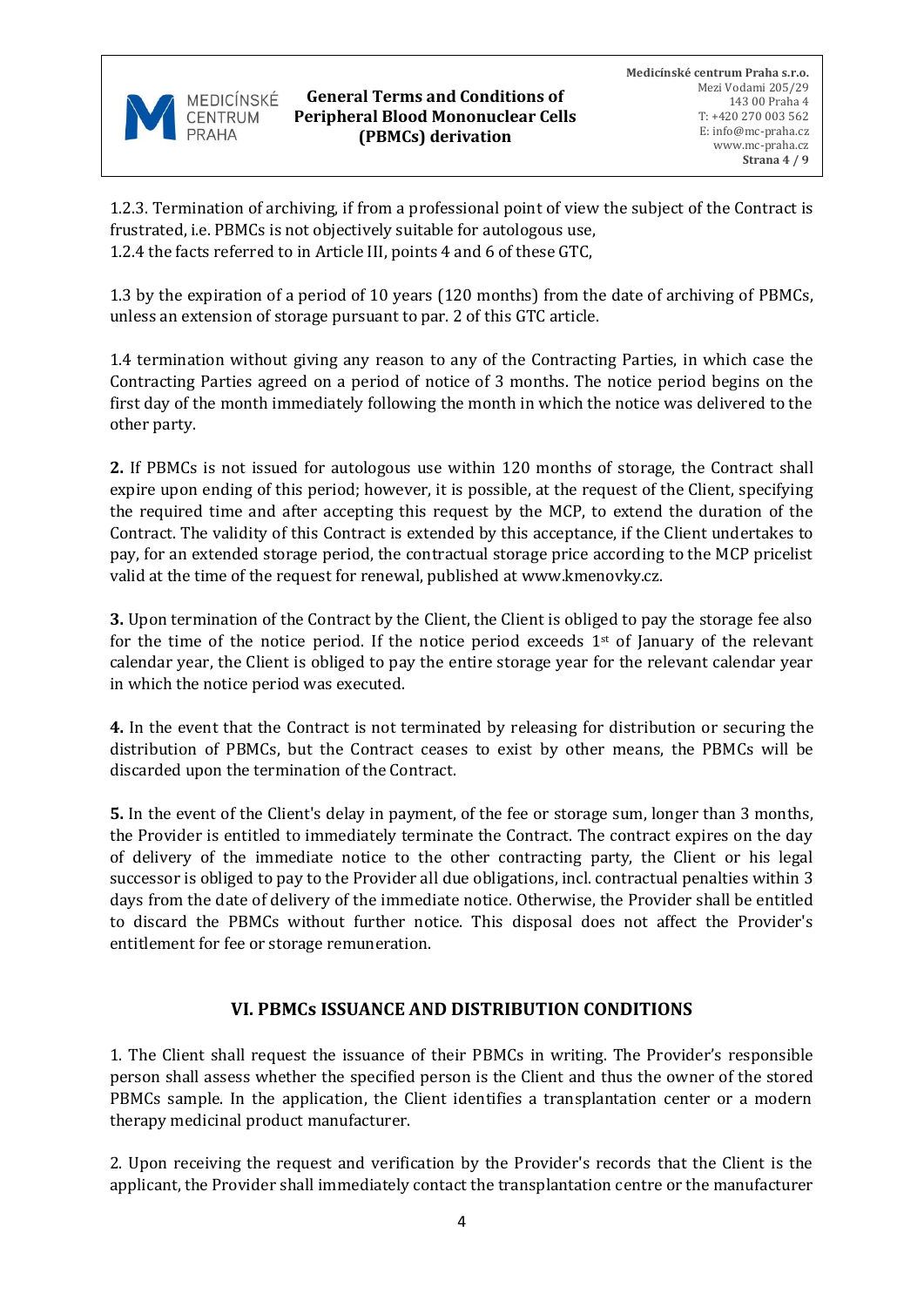1.2.3. Termination of archiving, if from a professional point of view the subject of the Contract is frustrated, i.e. PBMCs is not objectively suitable for autologous use,
1.2.4 the facts referred to in Article III, points 4 and 6 of these GTC,

1.3 by the expiration of a period of 10 years (120 months) from the date of archiving of PBMCs, unless an extension of storage pursuant to par. 2 of this GTC article.

1.4 termination without giving any reason to any of the Contracting Parties, in which case the Contracting Parties agreed on a period of notice of 3 months. The notice period begins on the first day of the month immediately following the month in which the notice was delivered to the other party.

**2.** If PBMCs is not issued for autologous use within 120 months of storage, the Contract shall expire upon ending of this period; however, it is possible, at the request of the Client, specifying the required time and after accepting this request by the MCP, to extend the duration of the Contract. The validity of this Contract is extended by this acceptance, if the Client undertakes to pay, for an extended storage period, the contractual storage price according to the MCP pricelist valid at the time of the request for renewal, published at www.kmenovky.cz.

**3.** Upon termination of the Contract by the Client, the Client is obliged to pay the storage fee also for the time of the notice period. If the notice period exceeds 1st of January of the relevant calendar year, the Client is obliged to pay the entire storage year for the relevant calendar year in which the notice period was executed.

**4.** In the event that the Contract is not terminated by releasing for distribution or securing the distribution of PBMCs, but the Contract ceases to exist by other means, the PBMCs will be discarded upon the termination of the Contract.

**5.** In the event of the Client's delay in payment, of the fee or storage sum, longer than 3 months, the Provider is entitled to immediately terminate the Contract. The contract expires on the day of delivery of the immediate notice to the other contracting party, the Client or his legal successor is obliged to pay to the Provider all due obligations, incl. contractual penalties within 3 days from the date of delivery of the immediate notice. Otherwise, the Provider shall be entitled to discard the PBMCs without further notice. This disposal does not affect the Provider's entitlement for fee or storage remuneration.

## VI. PBMCs ISSUANCE AND DISTRIBUTION CONDITIONS

1. The Client shall request the issuance of their PBMCs in writing. The Provider's responsible person shall assess whether the specified person is the Client and thus the owner of the stored PBMCs sample. In the application, the Client identifies a transplantation center or a modern therapy medicinal product manufacturer.

2. Upon receiving the request and verification by the Provider's records that the Client is the applicant, the Provider shall immediately contact the transplantation centre or the manufacturer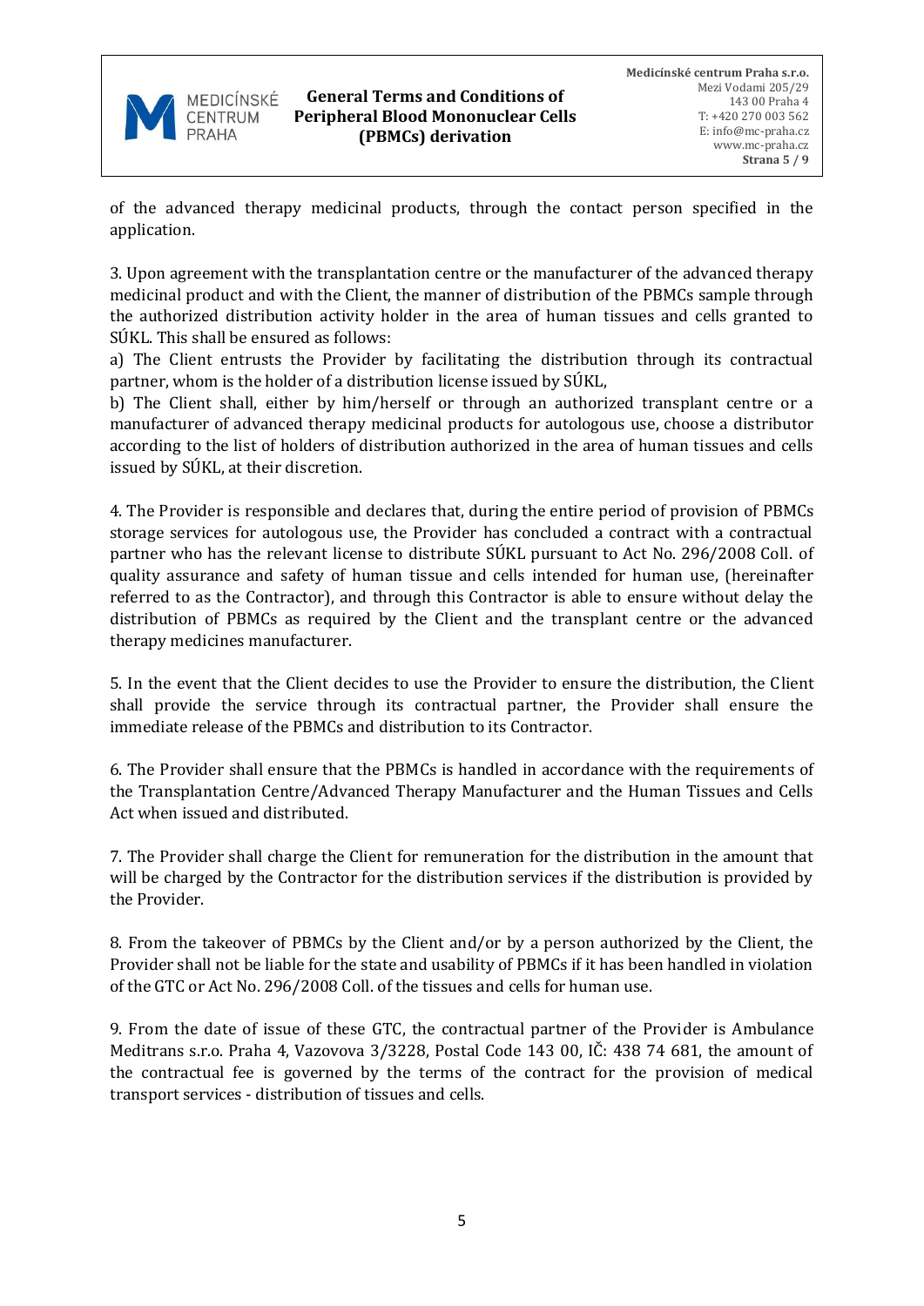of the advanced therapy medicinal products, through the contact person specified in the application.

3. Upon agreement with the transplantation centre or the manufacturer of the advanced therapy medicinal product and with the Client, the manner of distribution of the PBMCs sample through the authorized distribution activity holder in the area of human tissues and cells granted to SÚKL. This shall be ensured as follows:

a) The Client entrusts the Provider by facilitating the distribution through its contractual partner, whom is the holder of a distribution license issued by SÚKL,

b) The Client shall, either by him/herself or through an authorized transplant centre or a manufacturer of advanced therapy medicinal products for autologous use, choose a distributor according to the list of holders of distribution authorized in the area of human tissues and cells issued by SÚKL, at their discretion.

4. The Provider is responsible and declares that, during the entire period of provision of PBMCs storage services for autologous use, the Provider has concluded a contract with a contractual partner who has the relevant license to distribute SÚKL pursuant to Act No. 296/2008 Coll. of quality assurance and safety of human tissue and cells intended for human use, (hereinafter referred to as the Contractor), and through this Contractor is able to ensure without delay the distribution of PBMCs as required by the Client and the transplant centre or the advanced therapy medicines manufacturer.

5. In the event that the Client decides to use the Provider to ensure the distribution, the Client shall provide the service through its contractual partner, the Provider shall ensure the immediate release of the PBMCs and distribution to its Contractor.

6. The Provider shall ensure that the PBMCs is handled in accordance with the requirements of the Transplantation Centre/Advanced Therapy Manufacturer and the Human Tissues and Cells Act when issued and distributed.

7. The Provider shall charge the Client for remuneration for the distribution in the amount that will be charged by the Contractor for the distribution services if the distribution is provided by the Provider.

8. From the takeover of PBMCs by the Client and/or by a person authorized by the Client, the Provider shall not be liable for the state and usability of PBMCs if it has been handled in violation of the GTC or Act No. 296/2008 Coll. of the tissues and cells for human use.

9. From the date of issue of these GTC, the contractual partner of the Provider is Ambulance Meditrans s.r.o. Praha 4, Vazovova 3/3228, Postal Code 143 00, IČ: 438 74 681, the amount of the contractual fee is governed by the terms of the contract for the provision of medical transport services - distribution of tissues and cells.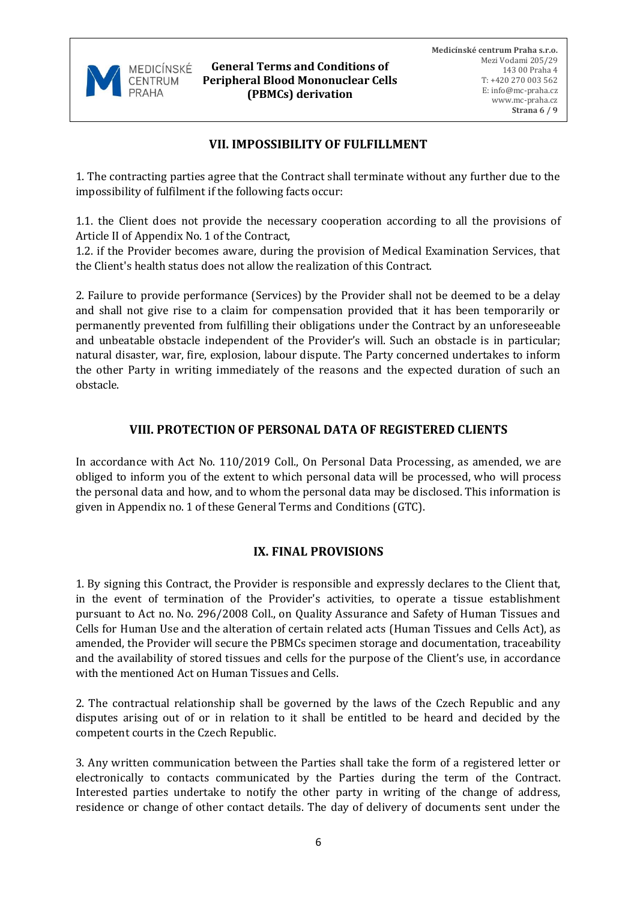## VII. IMPOSSIBILITY OF FULFILLMENT

1. The contracting parties agree that the Contract shall terminate without any further due to the impossibility of fulfilment if the following facts occur:

1.1. the Client does not provide the necessary cooperation according to all the provisions of Article II of Appendix No. 1 of the Contract,
1.2. if the Provider becomes aware, during the provision of Medical Examination Services, that the Client's health status does not allow the realization of this Contract.

2. Failure to provide performance (Services) by the Provider shall not be deemed to be a delay and shall not give rise to a claim for compensation provided that it has been temporarily or permanently prevented from fulfilling their obligations under the Contract by an unforeseeable and unbeatable obstacle independent of the Provider's will. Such an obstacle is in particular; natural disaster, war, fire, explosion, labour dispute. The Party concerned undertakes to inform the other Party in writing immediately of the reasons and the expected duration of such an obstacle.

## VIII. PROTECTION OF PERSONAL DATA OF REGISTERED CLIENTS

In accordance with Act No. 110/2019 Coll., On Personal Data Processing, as amended, we are obliged to inform you of the extent to which personal data will be processed, who will process the personal data and how, and to whom the personal data may be disclosed. This information is given in Appendix no. 1 of these General Terms and Conditions (GTC).

## IX. FINAL PROVISIONS

1. By signing this Contract, the Provider is responsible and expressly declares to the Client that, in the event of termination of the Provider's activities, to operate a tissue establishment pursuant to Act no. No. 296/2008 Coll., on Quality Assurance and Safety of Human Tissues and Cells for Human Use and the alteration of certain related acts (Human Tissues and Cells Act), as amended, the Provider will secure the PBMCs specimen storage and documentation, traceability and the availability of stored tissues and cells for the purpose of the Client's use, in accordance with the mentioned Act on Human Tissues and Cells.

2. The contractual relationship shall be governed by the laws of the Czech Republic and any disputes arising out of or in relation to it shall be entitled to be heard and decided by the competent courts in the Czech Republic.

3. Any written communication between the Parties shall take the form of a registered letter or electronically to contacts communicated by the Parties during the term of the Contract. Interested parties undertake to notify the other party in writing of the change of address, residence or change of other contact details. The day of delivery of documents sent under the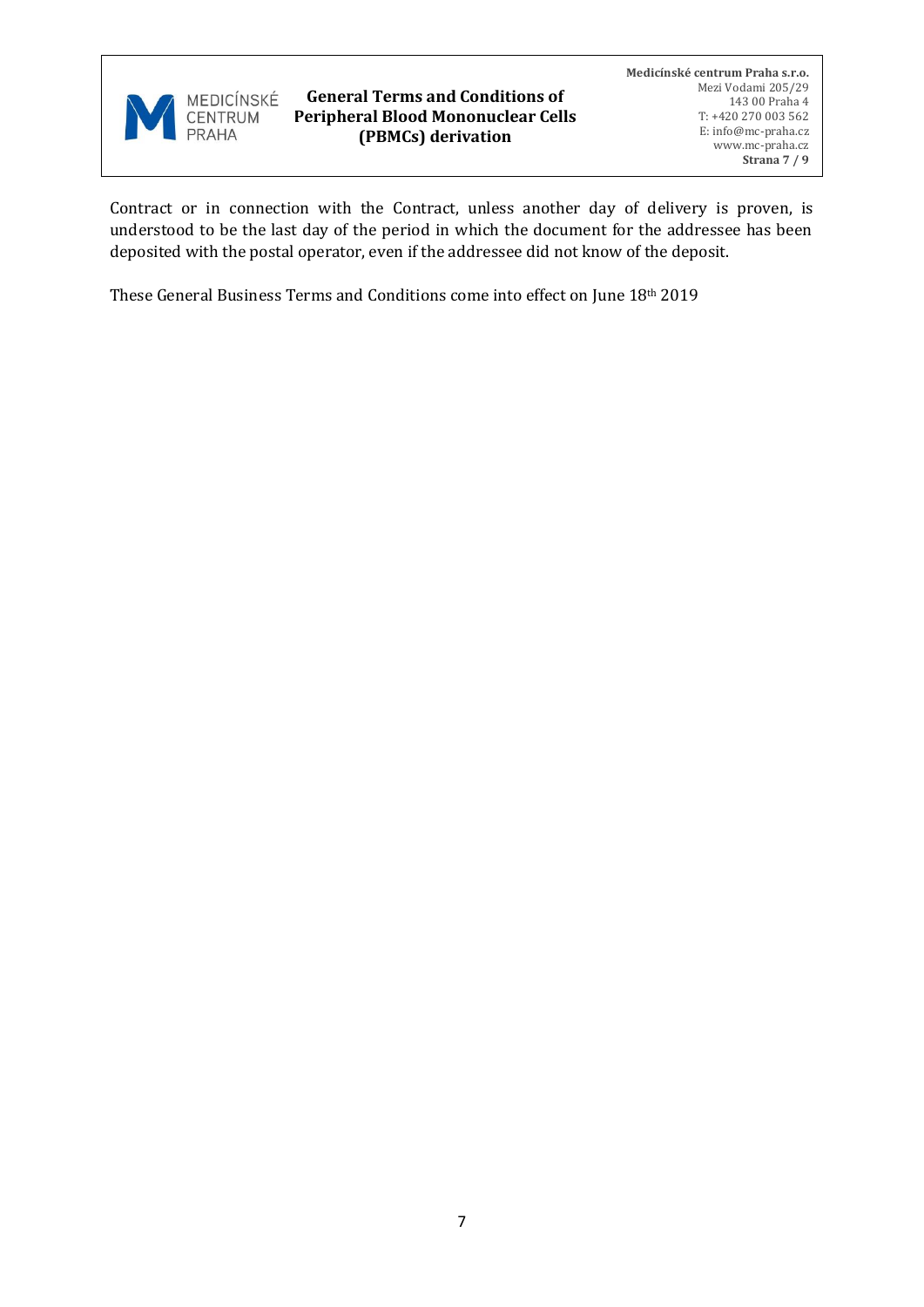Contract or in connection with the Contract, unless another day of delivery is proven, is understood to be the last day of the period in which the document for the addressee has been deposited with the postal operator, even if the addressee did not know of the deposit.

These General Business Terms and Conditions come into effect on June 18th 2019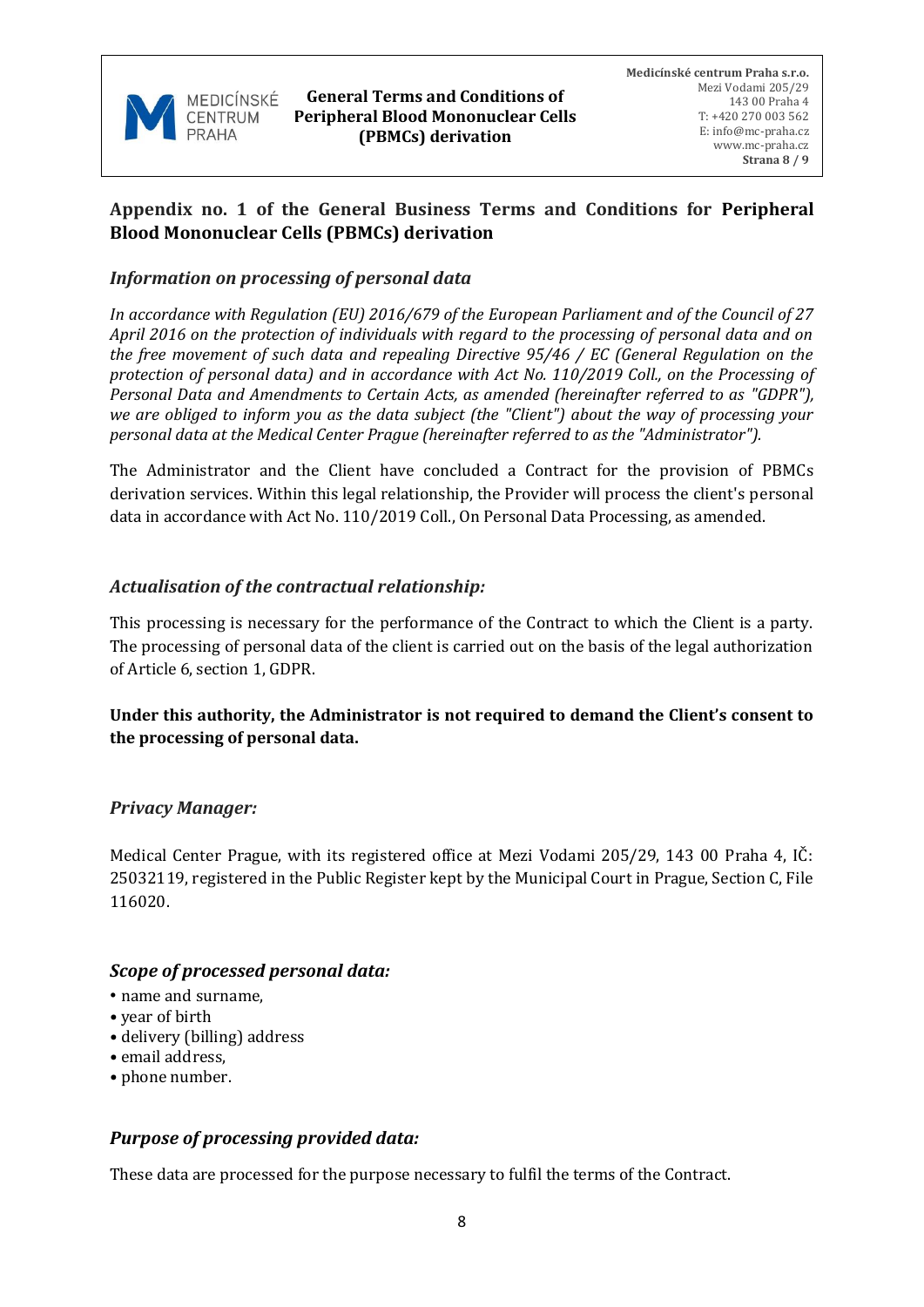## Appendix no. 1 of the General Business Terms and Conditions for **Peripheral Blood Mononuclear Cells (PBMCs) derivation**

### *Information on processing of personal data*

*In accordance with Regulation (EU) 2016/679 of the European Parliament and of the Council of 27 April 2016 on the protection of individuals with regard to the processing of personal data and on the free movement of such data and repealing Directive 95/46 / EC (General Regulation on the protection of personal data) and in accordance with Act No. 110/2019 Coll., on the Processing of Personal Data and Amendments to Certain Acts, as amended (hereinafter referred to as "GDPR"), we are obliged to inform you as the data subject (the "Client") about the way of processing your personal data at the Medical Center Prague (hereinafter referred to as the "Administrator").*

The Administrator and the Client have concluded a Contract for the provision of PBMCs derivation services. Within this legal relationship, the Provider will process the client's personal data in accordance with Act No. 110/2019 Coll., On Personal Data Processing, as amended.

### *Actualisation of the contractual relationship:*

This processing is necessary for the performance of the Contract to which the Client is a party. The processing of personal data of the client is carried out on the basis of the legal authorization of Article 6, section 1, GDPR.

**Under this authority, the Administrator is not required to demand the Client's consent to the processing of personal data.**

### *Privacy Manager:*

Medical Center Prague, with its registered office at Mezi Vodami 205/29, 143 00 Praha 4, IČ: 25032119, registered in the Public Register kept by the Municipal Court in Prague, Section C, File 116020.

### *Scope of processed personal data:*

- name and surname,
- year of birth
- delivery (billing) address
- email address,
- phone number.

### *Purpose of processing provided data:*

These data are processed for the purpose necessary to fulfil the terms of the Contract.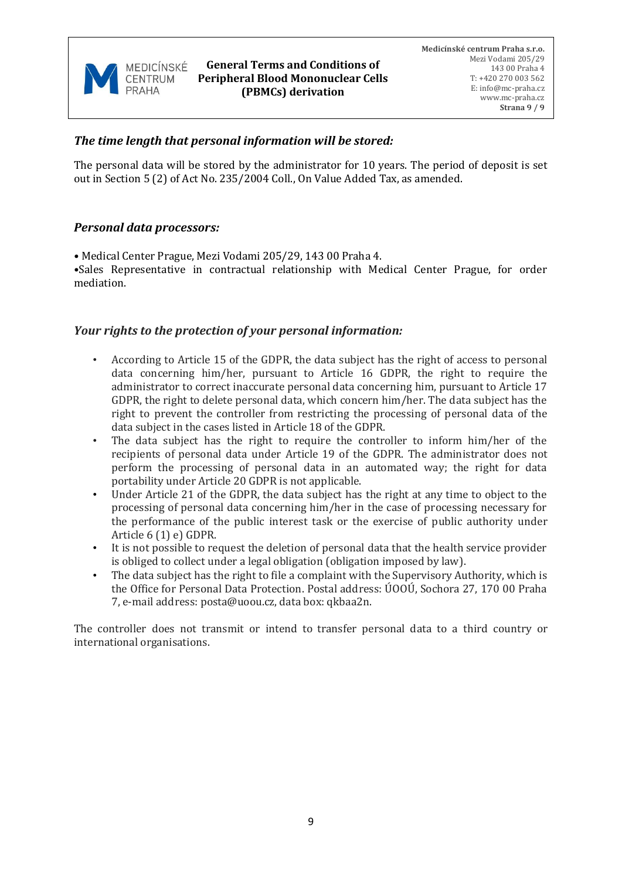### *The time length that personal information will be stored:*

The personal data will be stored by the administrator for 10 years. The period of deposit is set out in Section 5 (2) of Act No. 235/2004 Coll., On Value Added Tax, as amended.

### *Personal data processors:*

- Medical Center Prague, Mezi Vodami 205/29, 143 00 Praha 4.
- Sales Representative in contractual relationship with Medical Center Prague, for order mediation.

### *Your rights to the protection of your personal information:*

- According to Article 15 of the GDPR, the data subject has the right of access to personal data concerning him/her, pursuant to Article 16 GDPR, the right to require the administrator to correct inaccurate personal data concerning him, pursuant to Article 17 GDPR, the right to delete personal data, which concern him/her. The data subject has the right to prevent the controller from restricting the processing of personal data of the data subject in the cases listed in Article 18 of the GDPR.
- The data subject has the right to require the controller to inform him/her of the recipients of personal data under Article 19 of the GDPR. The administrator does not perform the processing of personal data in an automated way; the right for data portability under Article 20 GDPR is not applicable.
- Under Article 21 of the GDPR, the data subject has the right at any time to object to the processing of personal data concerning him/her in the case of processing necessary for the performance of the public interest task or the exercise of public authority under Article 6 (1) e) GDPR.
- It is not possible to request the deletion of personal data that the health service provider is obliged to collect under a legal obligation (obligation imposed by law).
- The data subject has the right to file a complaint with the Supervisory Authority, which is the Office for Personal Data Protection. Postal address: ÚOOÚ, Sochora 27, 170 00 Praha 7, e-mail address: posta@uoou.cz, data box: qkbaa2n.

The controller does not transmit or intend to transfer personal data to a third country or international organisations.